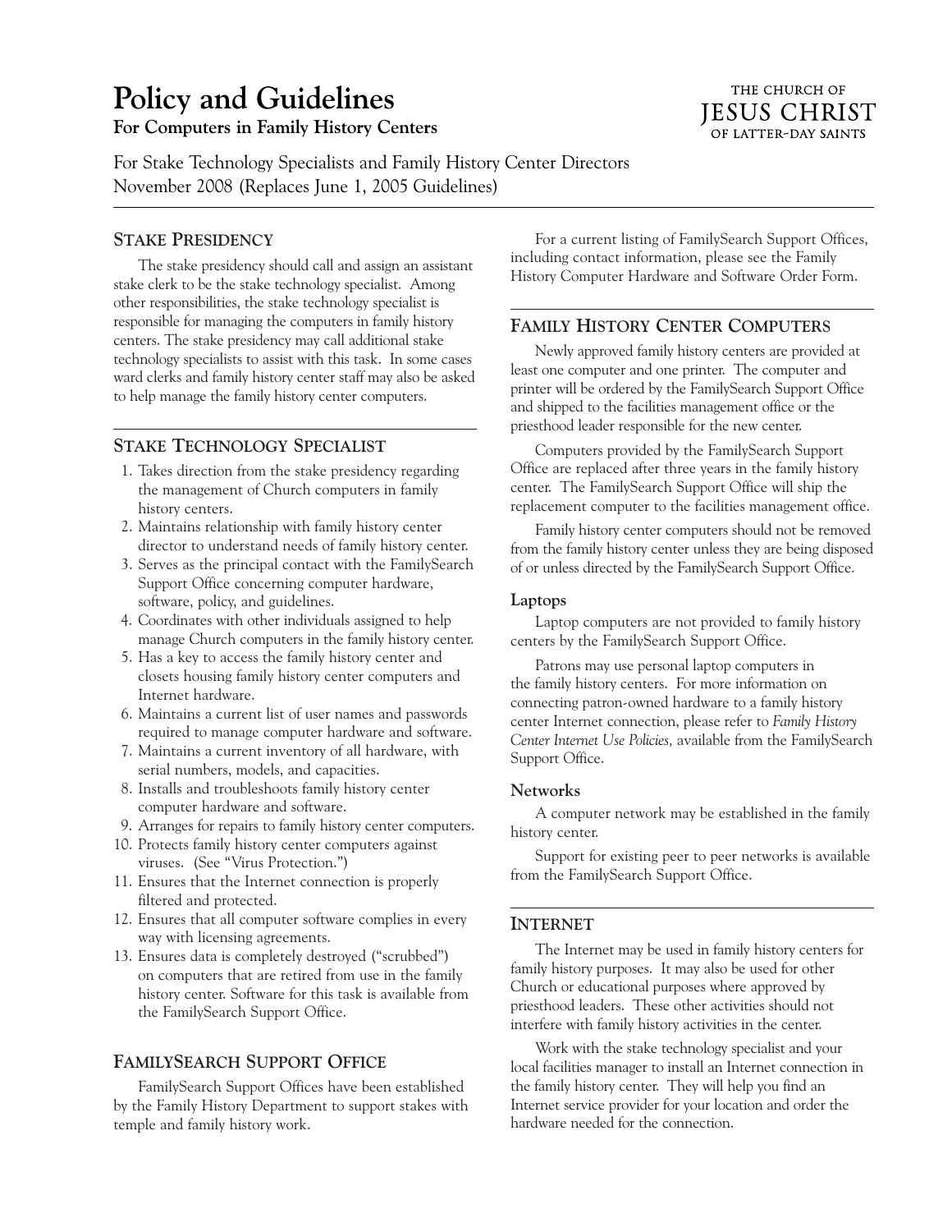# Policy and Guidelines

**For Computers in Family History Centers**

THE CHURCH OF JESUS CHRIST OF LATTER-DAY SAINTS

For Stake Technology Specialists and Family History Center Directors
November 2008 (Replaces June 1, 2005 Guidelines)

## Stake Presidency

The stake presidency should call and assign an assistant stake clerk to be the stake technology specialist. Among other responsibilities, the stake technology specialist is responsible for managing the computers in family history centers. The stake presidency may call additional stake technology specialists to assist with this task. In some cases ward clerks and family history center staff may also be asked to help manage the family history center computers.

## Stake Technology Specialist

1. Takes direction from the stake presidency regarding the management of Church computers in family history centers.
2. Maintains relationship with family history center director to understand needs of family history center.
3. Serves as the principal contact with the FamilySearch Support Office concerning computer hardware, software, policy, and guidelines.
4. Coordinates with other individuals assigned to help manage Church computers in the family history center.
5. Has a key to access the family history center and closets housing family history center computers and Internet hardware.
6. Maintains a current list of user names and passwords required to manage computer hardware and software.
7. Maintains a current inventory of all hardware, with serial numbers, models, and capacities.
8. Installs and troubleshoots family history center computer hardware and software.
9. Arranges for repairs to family history center computers.
10. Protects family history center computers against viruses. (See "Virus Protection.")
11. Ensures that the Internet connection is properly filtered and protected.
12. Ensures that all computer software complies in every way with licensing agreements.
13. Ensures data is completely destroyed ("scrubbed") on computers that are retired from use in the family history center. Software for this task is available from the FamilySearch Support Office.

## FamilySearch Support Office

FamilySearch Support Offices have been established by the Family History Department to support stakes with temple and family history work.

For a current listing of FamilySearch Support Offices, including contact information, please see the Family History Computer Hardware and Software Order Form.

## Family History Center Computers

Newly approved family history centers are provided at least one computer and one printer. The computer and printer will be ordered by the FamilySearch Support Office and shipped to the facilities management office or the priesthood leader responsible for the new center.

Computers provided by the FamilySearch Support Office are replaced after three years in the family history center. The FamilySearch Support Office will ship the replacement computer to the facilities management office.

Family history center computers should not be removed from the family history center unless they are being disposed of or unless directed by the FamilySearch Support Office.

### Laptops

Laptop computers are not provided to family history centers by the FamilySearch Support Office.

Patrons may use personal laptop computers in the family history centers. For more information on connecting patron-owned hardware to a family history center Internet connection, please refer to *Family History Center Internet Use Policies,* available from the FamilySearch Support Office.

### Networks

A computer network may be established in the family history center.

Support for existing peer to peer networks is available from the FamilySearch Support Office.

## Internet

The Internet may be used in family history centers for family history purposes. It may also be used for other Church or educational purposes where approved by priesthood leaders. These other activities should not interfere with family history activities in the center.

Work with the stake technology specialist and your local facilities manager to install an Internet connection in the family history center. They will help you find an Internet service provider for your location and order the hardware needed for the connection.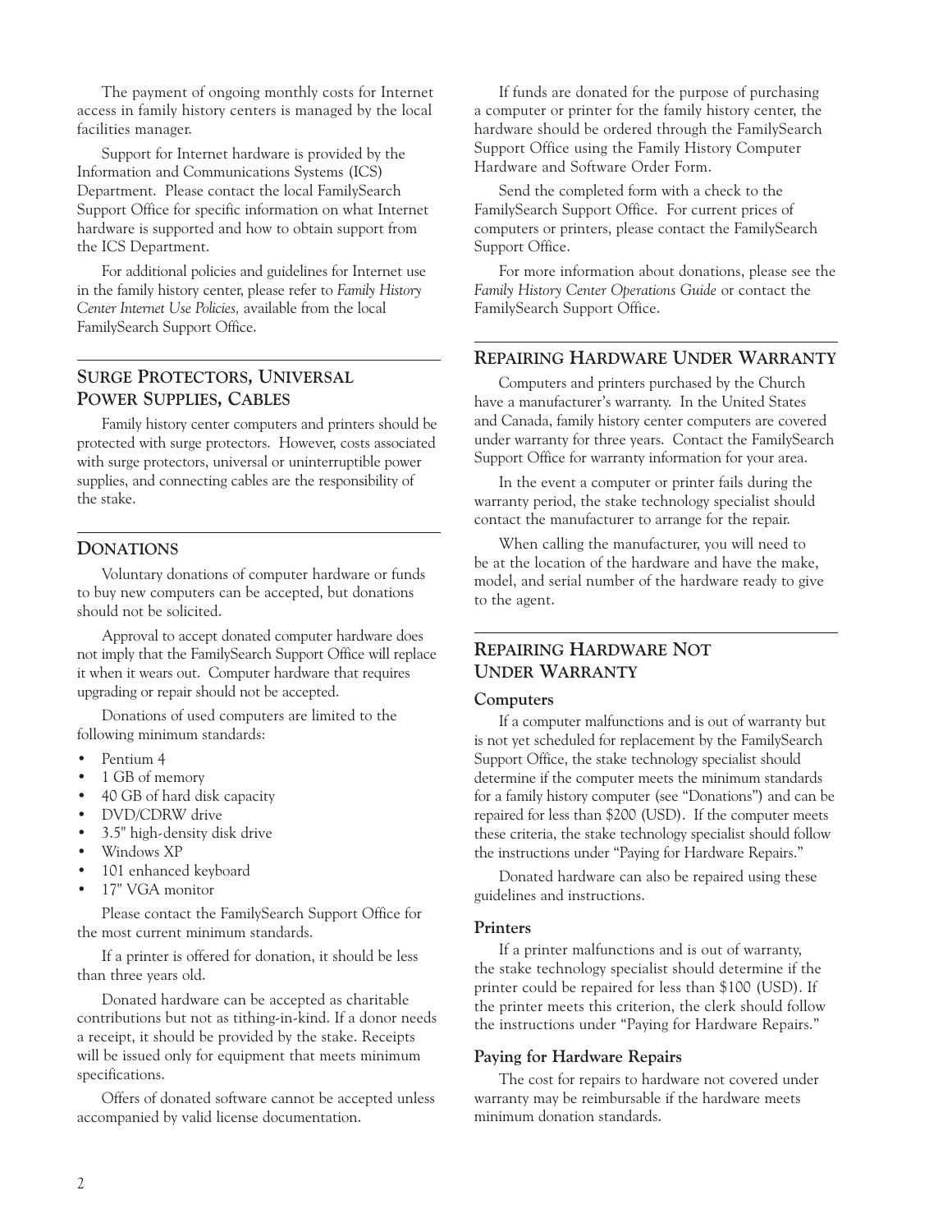The payment of ongoing monthly costs for Internet access in family history centers is managed by the local facilities manager.

Support for Internet hardware is provided by the Information and Communications Systems (ICS) Department. Please contact the local FamilySearch Support Office for specific information on what Internet hardware is supported and how to obtain support from the ICS Department.

For additional policies and guidelines for Internet use in the family history center, please refer to *Family History Center Internet Use Policies,* available from the local FamilySearch Support Office.

## Surge Protectors, Universal Power Supplies, Cables

Family history center computers and printers should be protected with surge protectors. However, costs associated with surge protectors, universal or uninterruptible power supplies, and connecting cables are the responsibility of the stake.

## Donations

Voluntary donations of computer hardware or funds to buy new computers can be accepted, but donations should not be solicited.

Approval to accept donated computer hardware does not imply that the FamilySearch Support Office will replace it when it wears out. Computer hardware that requires upgrading or repair should not be accepted.

Donations of used computers are limited to the following minimum standards:

- Pentium 4
- 1 GB of memory
- 40 GB of hard disk capacity
- DVD/CDRW drive
- 3.5" high-density disk drive
- Windows XP
- 101 enhanced keyboard
- 17" VGA monitor

Please contact the FamilySearch Support Office for the most current minimum standards.

If a printer is offered for donation, it should be less than three years old.

Donated hardware can be accepted as charitable contributions but not as tithing-in-kind. If a donor needs a receipt, it should be provided by the stake. Receipts will be issued only for equipment that meets minimum specifications.

Offers of donated software cannot be accepted unless accompanied by valid license documentation.

If funds are donated for the purpose of purchasing a computer or printer for the family history center, the hardware should be ordered through the FamilySearch Support Office using the Family History Computer Hardware and Software Order Form.

Send the completed form with a check to the FamilySearch Support Office. For current prices of computers or printers, please contact the FamilySearch Support Office.

For more information about donations, please see the *Family History Center Operations Guide* or contact the FamilySearch Support Office.

## Repairing Hardware Under Warranty

Computers and printers purchased by the Church have a manufacturer's warranty. In the United States and Canada, family history center computers are covered under warranty for three years. Contact the FamilySearch Support Office for warranty information for your area.

In the event a computer or printer fails during the warranty period, the stake technology specialist should contact the manufacturer to arrange for the repair.

When calling the manufacturer, you will need to be at the location of the hardware and have the make, model, and serial number of the hardware ready to give to the agent.

## Repairing Hardware Not Under Warranty

### Computers

If a computer malfunctions and is out of warranty but is not yet scheduled for replacement by the FamilySearch Support Office, the stake technology specialist should determine if the computer meets the minimum standards for a family history computer (see "Donations") and can be repaired for less than $200 (USD). If the computer meets these criteria, the stake technology specialist should follow the instructions under "Paying for Hardware Repairs."

Donated hardware can also be repaired using these guidelines and instructions.

### Printers

If a printer malfunctions and is out of warranty, the stake technology specialist should determine if the printer could be repaired for less than $100 (USD). If the printer meets this criterion, the clerk should follow the instructions under "Paying for Hardware Repairs."

### Paying for Hardware Repairs

The cost for repairs to hardware not covered under warranty may be reimbursable if the hardware meets minimum donation standards.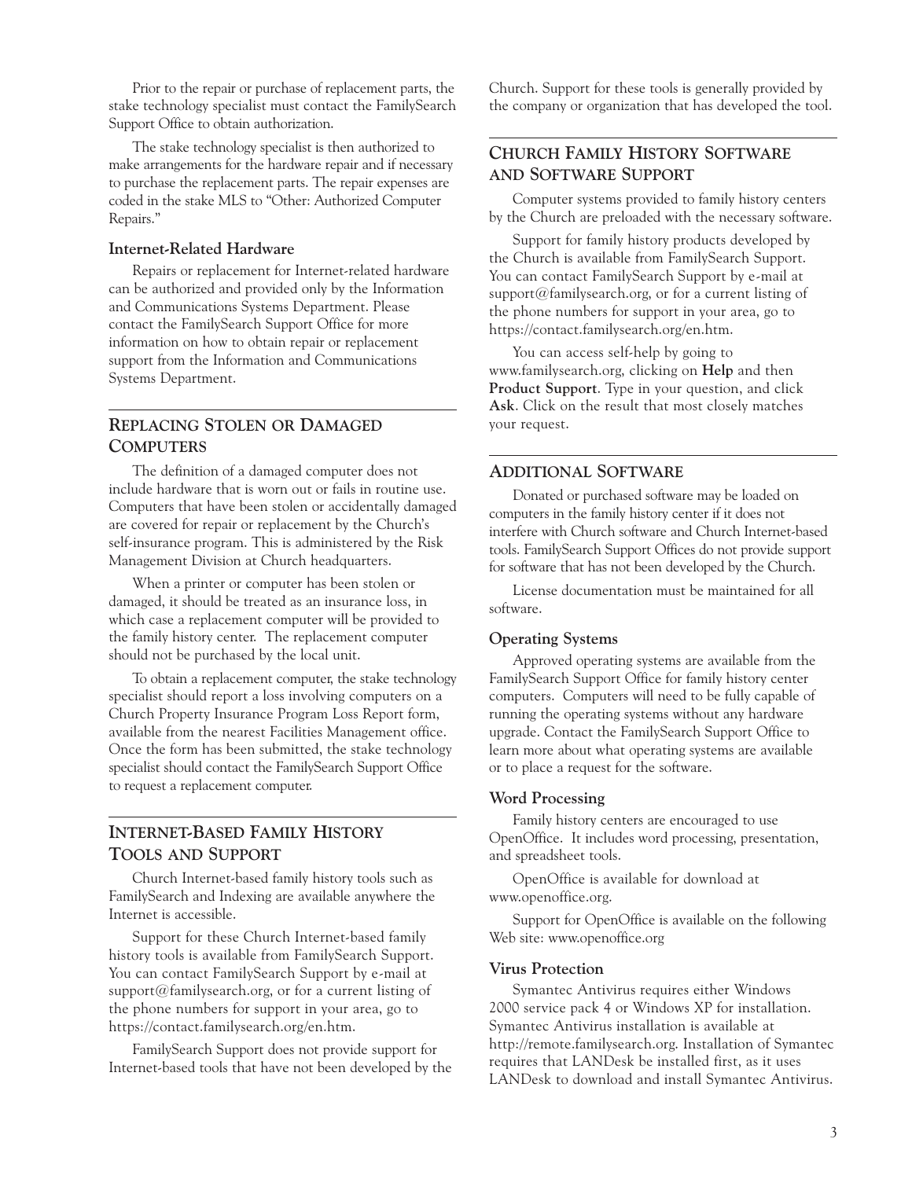Prior to the repair or purchase of replacement parts, the stake technology specialist must contact the FamilySearch Support Office to obtain authorization.

The stake technology specialist is then authorized to make arrangements for the hardware repair and if necessary to purchase the replacement parts. The repair expenses are coded in the stake MLS to "Other: Authorized Computer Repairs."

### Internet-Related Hardware

Repairs or replacement for Internet-related hardware can be authorized and provided only by the Information and Communications Systems Department. Please contact the FamilySearch Support Office for more information on how to obtain repair or replacement support from the Information and Communications Systems Department.

## Replacing Stolen or Damaged Computers

The definition of a damaged computer does not include hardware that is worn out or fails in routine use. Computers that have been stolen or accidentally damaged are covered for repair or replacement by the Church's self-insurance program. This is administered by the Risk Management Division at Church headquarters.

When a printer or computer has been stolen or damaged, it should be treated as an insurance loss, in which case a replacement computer will be provided to the family history center. The replacement computer should not be purchased by the local unit.

To obtain a replacement computer, the stake technology specialist should report a loss involving computers on a Church Property Insurance Program Loss Report form, available from the nearest Facilities Management office. Once the form has been submitted, the stake technology specialist should contact the FamilySearch Support Office to request a replacement computer.

## Internet-Based Family History Tools and Support

Church Internet-based family history tools such as FamilySearch and Indexing are available anywhere the Internet is accessible.

Support for these Church Internet-based family history tools is available from FamilySearch Support. You can contact FamilySearch Support by e-mail at support@familysearch.org, or for a current listing of the phone numbers for support in your area, go to https://contact.familysearch.org/en.htm.

FamilySearch Support does not provide support for Internet-based tools that have not been developed by the Church. Support for these tools is generally provided by the company or organization that has developed the tool.

## Church Family History Software and Software Support

Computer systems provided to family history centers by the Church are preloaded with the necessary software.

Support for family history products developed by the Church is available from FamilySearch Support. You can contact FamilySearch Support by e-mail at support@familysearch.org, or for a current listing of the phone numbers for support in your area, go to https://contact.familysearch.org/en.htm.

You can access self-help by going to www.familysearch.org, clicking on **Help** and then **Product Support**. Type in your question, and click **Ask**. Click on the result that most closely matches your request.

## Additional Software

Donated or purchased software may be loaded on computers in the family history center if it does not interfere with Church software and Church Internet-based tools. FamilySearch Support Offices do not provide support for software that has not been developed by the Church.

License documentation must be maintained for all software.

### Operating Systems

Approved operating systems are available from the FamilySearch Support Office for family history center computers. Computers will need to be fully capable of running the operating systems without any hardware upgrade. Contact the FamilySearch Support Office to learn more about what operating systems are available or to place a request for the software.

### Word Processing

Family history centers are encouraged to use OpenOffice. It includes word processing, presentation, and spreadsheet tools.

OpenOffice is available for download at www.openoffice.org.

Support for OpenOffice is available on the following Web site: www.openoffice.org

### Virus Protection

Symantec Antivirus requires either Windows 2000 service pack 4 or Windows XP for installation. Symantec Antivirus installation is available at http://remote.familysearch.org. Installation of Symantec requires that LANDesk be installed first, as it uses LANDesk to download and install Symantec Antivirus.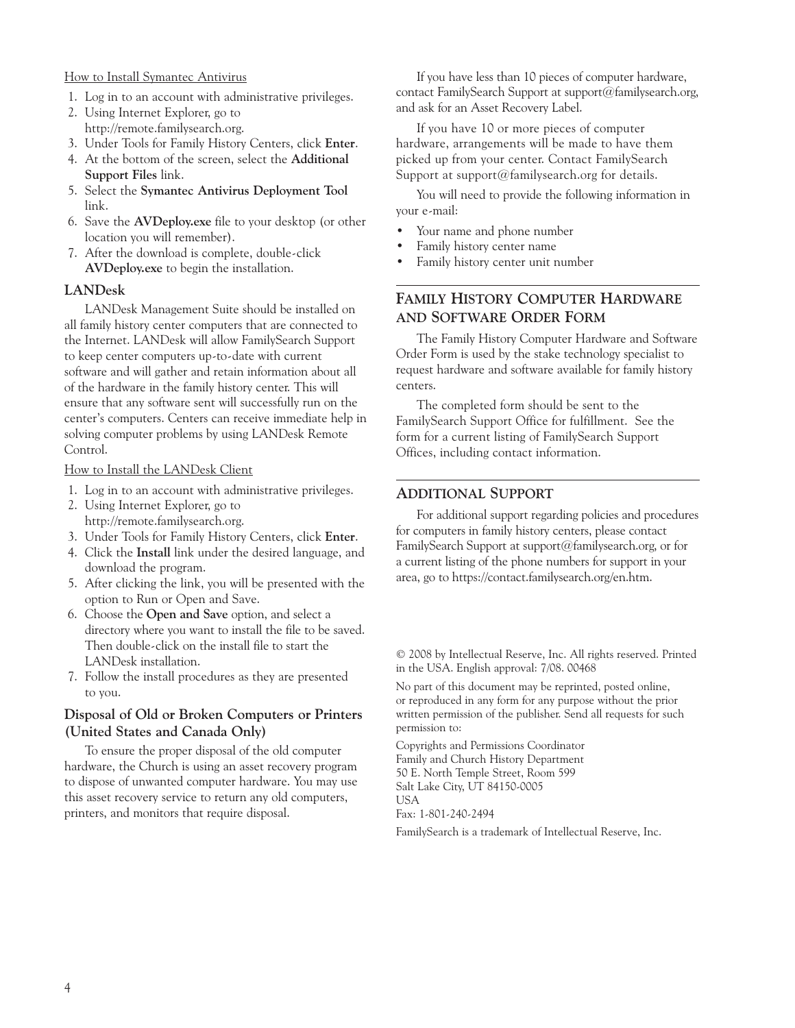How to Install Symantec Antivirus

1. Log in to an account with administrative privileges.
2. Using Internet Explorer, go to http://remote.familysearch.org.
3. Under Tools for Family History Centers, click **Enter**.
4. At the bottom of the screen, select the **Additional Support Files** link.
5. Select the **Symantec Antivirus Deployment Tool** link.
6. Save the **AVDeploy.exe** file to your desktop (or other location you will remember).
7. After the download is complete, double-click **AVDeploy.exe** to begin the installation.

### LANDesk

LANDesk Management Suite should be installed on all family history center computers that are connected to the Internet. LANDesk will allow FamilySearch Support to keep center computers up-to-date with current software and will gather and retain information about all of the hardware in the family history center. This will ensure that any software sent will successfully run on the center's computers. Centers can receive immediate help in solving computer problems by using LANDesk Remote Control.

How to Install the LANDesk Client

1. Log in to an account with administrative privileges.
2. Using Internet Explorer, go to http://remote.familysearch.org.
3. Under Tools for Family History Centers, click **Enter**.
4. Click the **Install** link under the desired language, and download the program.
5. After clicking the link, you will be presented with the option to Run or Open and Save.
6. Choose the **Open and Save** option, and select a directory where you want to install the file to be saved. Then double-click on the install file to start the LANDesk installation.
7. Follow the install procedures as they are presented to you.

### Disposal of Old or Broken Computers or Printers (United States and Canada Only)

To ensure the proper disposal of the old computer hardware, the Church is using an asset recovery program to dispose of unwanted computer hardware. You may use this asset recovery service to return any old computers, printers, and monitors that require disposal.

If you have less than 10 pieces of computer hardware, contact FamilySearch Support at support@familysearch.org, and ask for an Asset Recovery Label.

If you have 10 or more pieces of computer hardware, arrangements will be made to have them picked up from your center. Contact FamilySearch Support at support@familysearch.org for details.

You will need to provide the following information in your e-mail:

- Your name and phone number
- Family history center name
- Family history center unit number

## Family History Computer Hardware and Software Order Form

The Family History Computer Hardware and Software Order Form is used by the stake technology specialist to request hardware and software available for family history centers.

The completed form should be sent to the FamilySearch Support Office for fulfillment. See the form for a current listing of FamilySearch Support Offices, including contact information.

## Additional Support

For additional support regarding policies and procedures for computers in family history centers, please contact FamilySearch Support at support@familysearch.org, or for a current listing of the phone numbers for support in your area, go to https://contact.familysearch.org/en.htm.

© 2008 by Intellectual Reserve, Inc. All rights reserved. Printed in the USA. English approval: 7/08. 00468

No part of this document may be reprinted, posted online, or reproduced in any form for any purpose without the prior written permission of the publisher. Send all requests for such permission to:

Copyrights and Permissions Coordinator
Family and Church History Department
50 E. North Temple Street, Room 599
Salt Lake City, UT 84150-0005
USA
Fax: 1-801-240-2494

FamilySearch is a trademark of Intellectual Reserve, Inc.